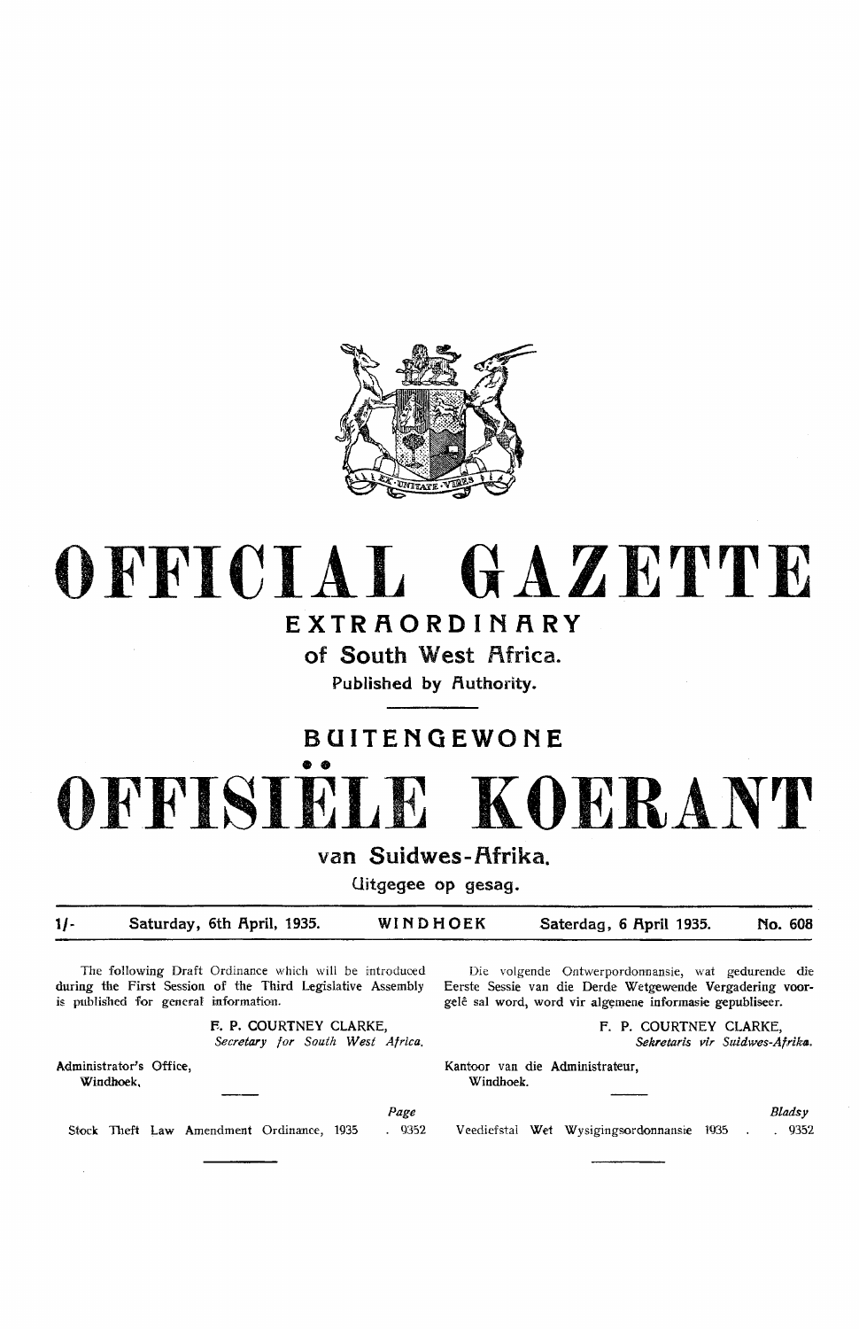# OFFICIAL GAZETTE

## EXTRAORDINARY

### of South West Africa.

Published by Authority.

## BUITENGEWONE

# OFFISIËLE KOERANT

### van Suidwes-Afrika.

Uitgegee op gesag.

| 1/- | Saturday, 6th April, 1935. | WINDHOEK | Saterdag, 6 April 1935. | No. 608 |
|---|---|---|---|---|

The following Draft Ordinance which will be introduced during the First Session of the Third Legislative Assembly is published for general information.

F. P. COURTNEY CLARKE,
*Secretary for South West Africa.*

Administrator's Office,
Windhoek.

| | Page |
|---|---|
| Stock Theft Law Amendment Ordinance, 1935 | 9352 |

Die volgende Ontwerpordonnansie, wat gedurende die Eerste Sessie van die Derde Wetgewende Vergadering voorgelê sal word, word vir algemene informasie gepubliseer.

F. P. COURTNEY CLARKE,
*Sekretaris vir Suidwes-Afrika.*

Kantoor van die Administrateur,
Windhoek.

| | *Bladsy* |
|---|---|
| Veediefstal Wet Wysigingsordonnansie 1935 | 9352 |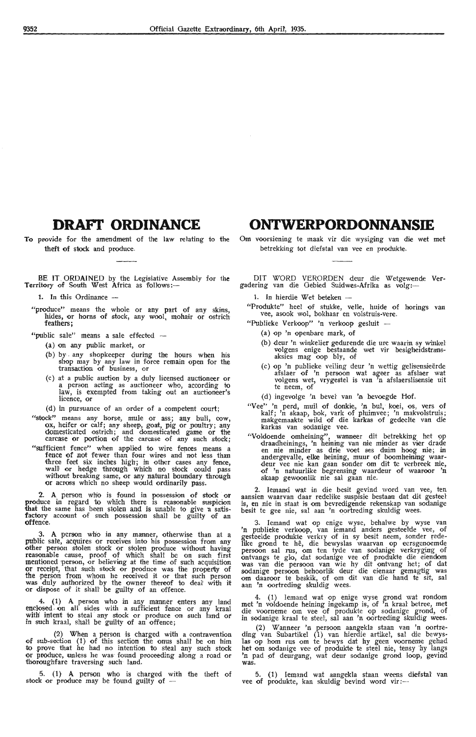# DRAFT ORDINANCE

To provide for the amendment of the law relating to the theft of stock and produce.

---

BE IT ORDAINED by the Legislative Assembly for the Territory of South West Africa as follows:—

1. In this Ordinance —

"produce" means the whole or any part of any skins, hides, or horns of stock, any wool, mohair or ostrich feathers;

"public sale" means a sale effected —

(a) on any public market, or

(b) by any shopkeeper during the hours when his shop may by any law in force remain open for the transaction of business, or

(c) at a public auction by a duly licensed auctioneer or a person acting as auctioneer who, according to law, is exempted from taking out an auctioneer's licence, or

(d) in pursuance of an order of a competent court;

"stock" means any horse, mule or ass; any bull, cow, ox, heifer or calf; any sheep, goat, pig or poultry; any domesticated ostrich; and domesticated game or the carcase or portion of the carcase of any such stock;

"sufficient fence" when applied to wire fences means a fence of not fewer than four wires and not less than three feet six inches high; in other cases any fence, wall or hedge through which no stock could pass without breaking same, or any natural boundary through or across which no sheep would ordinarily pass.

2. A person who is found in possession of stock or produce in regard to which there is reasonable suspicion that the same has been stolen and is unable to give a satisfactory account of such possession shall be guilty of an offence.

3. A person who in any manner, otherwise than at a public sale, acquires or receives into his possession from any other person stolen stock or stolen produce without having reasonable cause, proof of which shall be on such first mentioned person, or believing at the time of such acquisition or receipt, that such stock or produce was the property of the person from whom he received it or that such person was duly authorized by the owner thereof to deal with it or dispose of it shall be guilty of an offence.

4. (1) A person who in any manner enters any land enclosed on all sides with a sufficient fence or any kraal with intent to steal any stock or produce on such land or in such kraal, shall be guilty of an offence;

(2) When a person is charged with a contravention of sub-section (1) of this section the onus shall be on him to prove that he had no intention to steal any such stock or produce, unless he was found proceeding along a road or thoroughfare traversing such land.

5. (1) A person who is charged with the theft of stock or produce may be found guilty of —

# ONTWERPORDONNANSIE

Om voorsiening te maak vir die wysiging van die wet met betrekking tot diefstal van vee en produkte.

---

DIT WORD VERORDEN deur die Wetgewende Vergadering van die Gebied Suidwes-Afrika as volg:—

1. In hierdie Wet beteken —

"Produkte" heel of stukke, velle, huide of horings van vee, asook wol, bokhaar en volstruis-vere.

"Publieke Verkoop" 'n verkoop gesluit —

(a) op 'n openbare mark, of

(b) deur 'n winkelier gedurende die ure waarin sy winkel volgens enige bestaande wet vir besigheidstransaksies mag oop bly, of

(c) op 'n publieke veiling deur 'n wettig gelisensieërde afslaer of 'n persoon wat ageer as afslaer wat volgens wet, vrygestel is van 'n afslaerslisensie uit te neem, of

(d) ingevolge 'n bevel van 'n bevoegde Hof.

"Vee" 'n perd, muil of donkie, 'n bul, koei, os, vers of kalf; 'n skaap, bok, vark of pluimvee; 'n makvolstruis; makgemaakte wild of die karkas of gedeelte van die karkas van sodanige vee.

"Voldoende omheining", wanneer dit betrekking het op draadheinings, 'n heining van nie minder as vier drade en nie minder as drie voet ses duim hoog nie; in andergevalle, elke heining, muur of boomheining waardeur vee nie kan gaan sonder om dit te verbreek nie, of 'n natuurlike begrensing waardeur of waaroor 'n skaap gewoonlik nie sal gaan nie.

2. Iemand wat in die besit gevind word van vee, ten aansien waarvan daar redelike suspisie bestaan dat dit gesteel is, en nie in staat is om bevredigende rekenskap van sodanige besit te gee nie, sal aan 'n oortreding skuldig wees.

3. Iemand wat op enige wyse, behalwe by wyse van 'n publieke verkoop, van iemand anders gesteelde vee, of gesteelde produkte verkry of in sy besit neem, sonder redelike grond te hê, die bewyslas waarvan op eersgenoemde persoon sal rus, om ten tyde van sodanige verkryging of ontvangs te glo, dat sodanige vee of produkte die eiendom was van die persoon van wie hy dit ontvang het; of dat sodanige persoon behoorlik deur die eienaar gemagtig was om daaroor te beskik, of om dit van die hand te sit, sal aan 'n oortreding skuldig wees.

4. (1) Iemand wat op enige wyse grond wat rondom met 'n voldoende heining ingekamp is, of 'n kraal betree, met die voorneme om vee of produkte op sodanige grond, of in sodanige kraal te steel, sal aan 'n oortreding skuldig wees.

(2) Wanneer 'n persoon aangekla staan van 'n oortreding van Subartikel (1) van hierdie artikel, sal die bewyslas op hom rus om te bewys dat hy geen voorneme gehad het om sodanige vee of produkte te steel nie, tensy hy langs 'n pad of deurgang, wat deur sodanige grond loop, gevind was.

5. (1) Iemand wat aangekla staan weens diefstal van vee of produkte, kan skuldig bevind word vir:—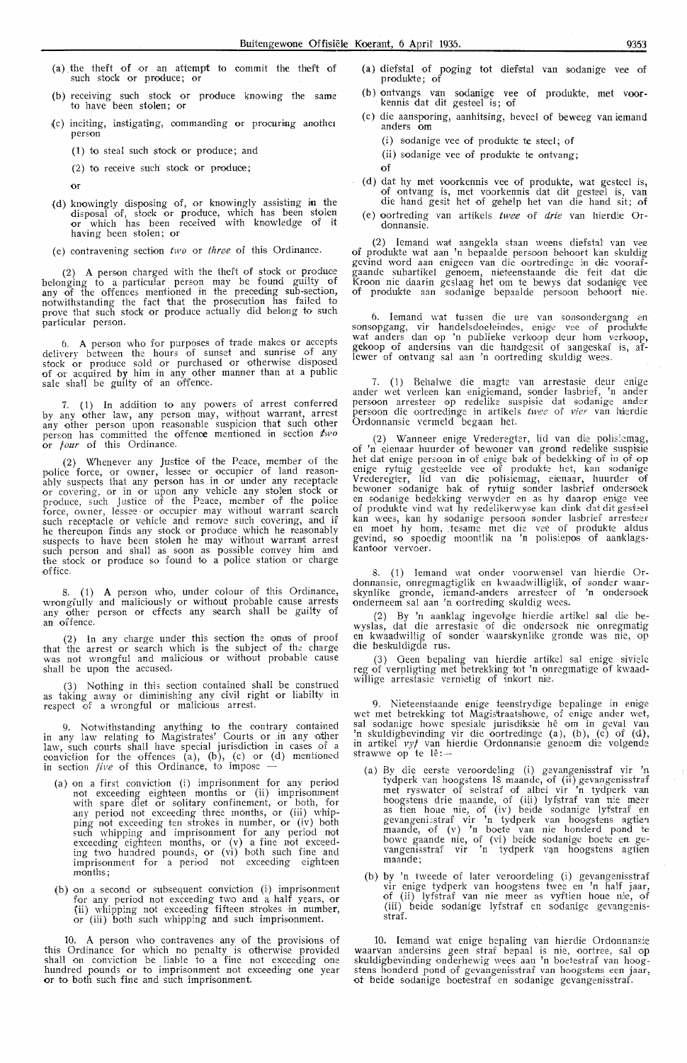(a) the theft of or an attempt to commit the theft of such stock or produce; or

(b) receiving such stock or produce knowing the same to have been stolen; or

(c) inciting, instigating, commanding or procuring another person

(1) to steal such stock or produce; and

(2) to receive such stock or produce;

or

(d) knowingly disposing of, or knowingly assisting in the disposal of, stock or produce, which has been stolen or which has been received with knowledge of it having been stolen; or

(e) contravening section *two* or *three* of this Ordinance.

(2) A person charged with the theft of stock or produce belonging to a particular person may be found guilty of any of the offences mentioned in the preceding sub-section, notwithstanding the fact that the prosecution has failed to prove that such stock or produce actually did belong to such particular person.

6. A person who for purposes of trade makes or accepts delivery between the hours of sunset and sunrise of any stock or produce sold or purchased or otherwise disposed of or acquired by him in any other manner than at a public sale shall be guilty of an offence.

7. (1) In addition to any powers of arrest conferred by any other law, any person may, without warrant, arrest any other person upon reasonable suspicion that such other person has committed the offence mentioned in section *two* or *four* of this Ordinance.

(2) Whenever any Justice of the Peace, member of the police force, or owner, lessee or occupier of land reasonably suspects that any person has in or under any receptacle or covering, or in or upon any vehicle any stolen stock or produce, such Justice of the Peace, member of the police force, owner, lessee or occupier may without warrant search such receptacle or vehicle and remove such covering, and if he thereupon finds any stock or produce which he reasonably suspects to have been stolen he may without warrant arrest such person and shall as soon as possible convey him and the stock or produce so found to a police station or charge office.

8. (1) A person who, under colour of this Ordinance, wrongfully and maliciously or without probable cause arrests any other person or effects any search shall be guilty of an offence.

(2) In any charge under this section the onus of proof that the arrest or search which is the subject of the charge was not wrongful and malicious or without probable cause shall be upon the accused.

(3) Nothing in this section contained shall be construed as taking away or diminishing any civil right or liabilty in respect of a wrongful or malicious arrest.

9. Notwithstanding anything to the contrary contained in any law relating to Magistrates' Courts or in any other law, such courts shall have special jurisdiction in cases of a conviction for the offences (a), (b), (c) or (d) mentioned in section *five* of this Ordinance, to impose —

(a) on a first conviction (i) imprisonment for any period not exceeding eighteen months or (ii) imprisonment with spare diet or solitary confinement, or both, for any period not exceeding three months, or (iii) whipping not exceeding ten strokes in number, or (iv) both such whipping and imprisonment for any period not exceeding eighteen months, or (v) a fine not exceeding two hundred pounds, or (vi) both such fine and imprisonment for a period not exceeding eighteen months;

(b) on a second or subsequent conviction (i) imprisonment for any period not exceeding two and a half years, or (ii) whipping not exceeding fifteen strokes in number, or (iii) both such whipping and such imprisonment.

10. A person who contravenes any of the provisions of this Ordinance for which no penalty is otherwise provided shall on conviction be liable to a fine not exceeding one hundred pounds or to imprisonment not exceeding one year or to both such fine and such imprisonment.

(a) diefstal of poging tot diefstal van sodanige vee of produkte; of

(b) ontvangs van sodanige vee of produkte, met voorkennis dat dit gesteel is; of

(c) die aansporing, aanhitsing, beveel of beweeg van iemand anders om

(i) sodanige vee of produkte te steel; of

(ii) sodanige vee of produkte te ontvang;

of

(d) dat hy met voorkennis vee of produkte, wat gesteel is, of ontvang is, met voorkennis dat dit gesteel is, van die hand gesit het of gehelp het van die hand sit; of

(e) oortreding van artikels *twee* of *drie* van hierdie Ordonnansie.

(2) Iemand wat aangekla staan weens diefstal van vee of produkte wat aan 'n bepaalde persoon behoort kan skuldig gevind word aan enigeen van die oortredinge in die voorafgaande subartikel genoem, nieteenstaande die feit dat die Kroon nie daarin geslaag het om te bewys dat sodanige vee of produkte aan sodanige bepaalde persoon behoort nie.

6. Iemand wat tussen die ure van sonsondergang en sonsopgang, vir handelsdoeleindes, enige vee of produkte wat anders dan op 'n publieke verkoop deur hom verkoop, gekoop of andersins van die handgesit of aangeskaf is, aflewer of ontvang sal aan 'n oortreding skuldig wees.

7. (1) Behalwe die magte van arrestasie deur enige ander wet verleen kan enigiemand, sonder lasbrief, 'n ander persoon arresteer op redelike suspisie dat sodanige ander persoon die oortredinge in artikels *twee* of *vier* van hierdie Ordonnansie vermeld begaan het.

(2) Wanneer enige Vrederegter, lid van die polisiemag, of 'n eienaar huurder of bewoner van grond redelike suspisie het dat enige persoon in of enige bak of bedekking of in of op enige rytuig gesteelde vee of produkte het, kan sodanige Vrederegter, lid van die polisiemag, eienaar, huurder of bewoner sodanige bak of rytuig sonder lasbrief ondersoek en sodanige bedekking verwyder en as hy daarop enige vee of produkte vind wat hy redelikerwyse kan dink dat dit gesteel kan wees, kan hy sodanige persoon sonder lasbrief arresteer en moet hy hom, tesame met die vee of produkte aldus gevind, so spoedig moontlik na 'n polisiepos of aanklagskantoor vervoer.

8. (1) Iemand wat onder voorwensel van hierdie Ordonnansie, onregmagtiglik en kwaadwilliglik, of sonder waarskynlike gronde, iemand-anders arresteer of 'n ondersoek onderneem sal aan 'n oortreding skuldig wees.

(2) By 'n aanklag ingevolge hierdie artikel sal die bewyslas, dat die arrestasie of die ondersoek nie onregmatig en kwaadwillig of sonder waarskynlike gronde was nie, op die beskuldigde rus.

(3) Geen bepaling van hierdie artikel sal enige siviele reg of verpligting met betrekking tot 'n onregmatige of kwaadwillige arrestasie vernietig of inkort nie.

9. Nieteenstaande enige teenstrydige bepalinge in enige wet met betrekking tot Magistraatshowe, of enige ander wet, sal sodanige howe spesiale jurisdiksie hê om in geval van 'n skuldigbevinding vir die oortredinge (a), (b), (c) of (d), in artikel *vyf* van hierdie Ordonnansie genoem die volgende strawwe op te lê:—

(a) By die eerste veroordeling (i) gevangenisstraf vir 'n tydperk van hoogstens 18 maande, of (ii) gevangenisstraf met ryswater of selstraf of albei vir 'n tydperk van hoogstens drie maande, of (iii) lyfstraf van nie meer as tien houe nie, of (iv) beide sodanige lyfstraf en gevangenisstraf vir 'n tydperk van hoogstens agtien maande, of (v) 'n boete van nie honderd pond te bowe gaande nie, of (vi) beide sodanige boete en gevangenisstraf vir 'n tydperk van hoogstens agtien maande;

(b) by 'n tweede of later veroordeling (i) gevangenisstraf vir enige tydperk van hoogstens twee en 'n half jaar, of (ii) lyfstraf van nie meer as vyftien houe nie, of (iii) beide sodanige lyfstraf en sodanige gevangenisstraf.

10. Iemand wat enige bepaling van hierdie Ordonnansie waarvan andersins geen straf bepaal is nie, oortree, sal op skuldigbevinding onderhewig wees aan 'n boetestraf van hoogstens honderd pond of gevangenisstraf van hoogstens een jaar, of beide sodanige boetestraf en sodanige gevangenisstraf.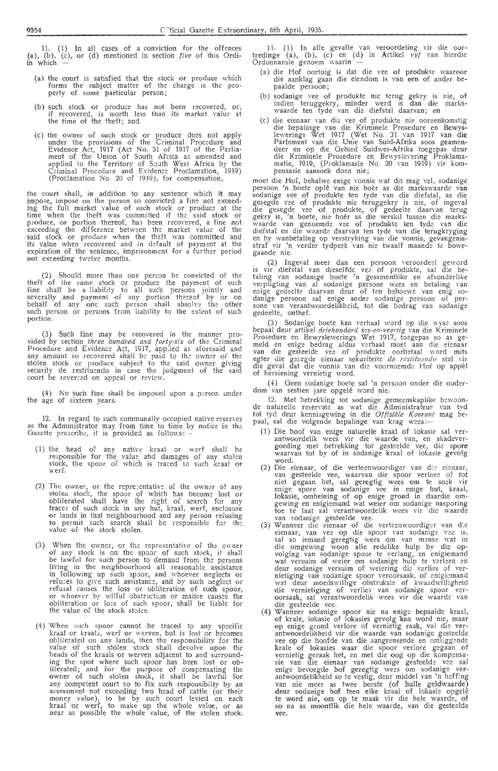11. (1) In all cases of a conviction for the offences (a), (b), (c), or (d) mentioned in section *five* of this Ordinance in which —

(a) the court is satisfied that the stock or produce which forms the subject matter of the charge is the property of some particular person;

(b) such stock or produce has not been recovered, or, if recovered, is worth less than its market value at the time of the theft; and

(c) the owner of such stock or produce does not apply under the provisions of the Criminal Procedure and Evidence Act, 1917 (Act No. 31 of 1917 of the Parliament of the Union of South Africa as amended and applied to the Territory of South West Africa by the Criminal Procedure and Evidence Proclamation, 1919) (Proclamation No. 20 of 1919), for compensation,

the court shall, in addition to any sentence which it may impose, impose on the person so convicted a fine not exceeding the full market value of such stock or produce at the time when the theft was committed if the said stock or produce, or portion thereof, has been recovered, a fine not exceeding the difference between the market value of the said stock or produce when the theft was committed and its value when recovered and in default of payment at the expiration of the sentence, imprisonment for a further period not exceeding twelve months.

(2) Should more than one person be convicted of the theft of the same stock or produce the payment of such fine shall be a liability to all such persons jointly and severally and payment of any portion thereof by or on behalf of any one such person shall absolve the other such person or persons from liability to the extent of such portion.

(3) Such fine may be recovered in the manner provided by section *three hundred and forty-six* of the Criminal Procedure and Evidence Act, 1917, applied as aforesaid and any amount so recovered shall be paid to the owner of the stolen stock or produce subject to the said owner giving security de restituendo in case the judgment of the said court be reversed on appeal or review.

(4) No such fine shall be imposed upon a person under the age of sixteen years.

12. In regard to such communally occupied native reserves as the Administrator may from time to time by notice in the Gazette prescribe, it is provided as follows: —

(1) the head of any native kraal or werf shall be responsible for the value and damages of any stolen stock, the spoor of which is traced to such kraal or werf.

(2) The owner, or the representative of the owner of any stolen stock, the spoor of which has become lost or obliterated shall have the right of search for any traces of such stock in any hut, kraal, werf, enclosure or lands in that neighbourhood and any person refusing to permit such search shall be responsible for the value of the stock stolen.

(3) When the owner, or the representative of the owner of any stock is on the spoor of such stock, it shall be lawful for such person to demand from the persons living in the neighbourhood all reasonable assistance in following up such spoor, and whoever neglects or refuses to give such assistance, and by such neglect or refusal causes the loss or obliteration of such spoor, or whoever by wilful obstruction or malice causes the obliteration or loss of such spoor, shall be liable for the value of the stock stolen.

(4) When such spoor cannot be traced to any specific kraal or kraals, werf or werven, but is lost or becomes obliterated on any lands, then the responsibility for the value of such stolen stock shall devolve upon the heads of the kraals or werven adjacent to and surrounding the spot where such spoor has been lost or obliterated; and for the purpose of compensating the owner of such stolen stock, it shall be lawful for any competent court so to fix such responsibilty by an assessment not exceeding two head of cattle (or their money value), to be by such court levied on each kraal or werf, to make up the whole value, or as near as possible the whole value, of the stolen stock.

11. (1) In alle gevalle van veroordeling vir die oortredinge (a), (b), (c) en (d) in Artikel *vyf* van hierdie Ordonnansie genoem waarin —

(a) die Hof oortuig is dat die vee of produkte waaroor die aanklag gaan die eiendom is van een of ander bepaalde persoon;

(b) sodanige vee of produkte nie terug gekry is nie, of indien teruggekry, minder werd is dan die markswaarde ten tyde van die diefstal daarvan; en

(c) die eienaar van die vee of produkte nie ooreenkomstig die bepalinge van die Kriminele Prosedure en Bewyslewerings Wet 1917 (Wet No. 31 van 1917 van die Parlement van die Unie van Suid-Afrika soos geamendeer en op die Gebied Suidwes-Afrika toegepas deur die Kriminele Prosedure en Bewyslevering Proklamatie, 1919, (Proklamasie No. 20 van 1919) vir kompensasie aansoek doen nie;

moet die Hof, behalwe enige vonnis wat dit mag vel, sodanige persoon 'n boete oplê van nie hoër as die markswaarde van sodanige vee of produkte ten tyde van die diefstal, as die gesegde vee of produkte nie teruggekry is nie, of ingeval die gesegde vee of produkte, of gedeelte daarvan terug gekry is, 'n boete, nie hoër as die verskil tussen die markswaarde van genoemde vee of produkte ten tyde van die diefstal en die waarde daarvan ten tyde van die terugkryging en by wanbetaling op verstryking van die vonnis, gevangenisstraf vir 'n verder tydperk van nie twaalf maande te bowegaande nie.

(2) Ingeval meer dan een persoon veroordeel geword is vir diefstal van dieselfde vee of produkte, sal die betaling van sodanige boete 'n gesamentlike en afsonderlike verpligting van al sodanige persone wees en betaling van enige gedeelte daarvan deur of ten behoewe van enig sodanige persoon sal enige ander sodanige persoon of persone van verantwoordelikheid, tot die bedrag van sodanige gedeelte, onthef.

(3) Sodanige boete kan verhaal word op die wyse soos bepaal deur artikel *driehonderd ses-en-veertig* van die Kriminele Prosedure en Bewyslewerings Wet 1917, toegepas so as gemeld en enige bedrag aldus verhaal moet aan die eienaar van die gesteelde vee of produkte oorbetaal word mits egter die gesegde eienaar sekuriteits *de restituendo* stel vir die geval dat die vonnis van die voornoemde Hof op appèl of hersiening vernietig word.

(4) Geen sodanige boete sal 'n persoon onder die ouderdom van sestien jare opgelê word nie.

12. Met betrekking tot sodanige gemeenskaplike bewoonde naturelle reservate as wat die Administrateur van tyd tot tyd deur kennisgewing in die *Offisiële Koerant* mag bepaal, sal die volgende bepalinge van krag wees:—

(1) Die hoof van enige naturelle kraal of lokasie sal verantwoordelik wees vir die waarde van, en skadevergoeding met betrekking tot gesteelde vee, die spore waarvan tot by of in sodanige kraal of lokasie gevolg word.

(2) Die eienaar, of die verteenwoordiger van die eienaar, van gesteelde vee, waarvan die spoor verlore of tot niet gegaan het, sal geregtig wees om te soek vir enige spore van sodanige vee in enige hut, kraal, lokasie, omheining of op enige grond in daardie omgewing en enigiemand wat weier om sodanige nasporing toe te laat sal verantwoordelik wees vir die waarde van sodanige gesteelde vee.

(3) Wanneer die eienaar of die verteenwoordiger van die eienaar, van vee op die spoor van sodanige vee is, sal so iemand geregtig wees om van mense wat in die omgewing woon alle redelike hulp by die opvolging van sodanige spoor te verlang, en enigiemand wat versuim of weier om sodanige hulp te verleen en deur sodanige versuim of weiering die verlies of vernietiging van sodanige spoor veroorsaak, of enigiemand wat deur moedswillige obstruksie of kwaadwilligheid die vernietiging of verlies van sodanige spoor veroorsaak, sal verantwoordelik wees vir die waarde van die gesteelde vee.

(4) Wanneer sodanige spoor nie na enige bepaalde kraal, of krale, lokasie of lokasies gevolg kan word nie, maar op enige grond verlore of vernietig raak, val die verantwoordelikheid vir die waarde van sodanige gesteelde vee op die hoofde van die aangrensende en omliggende krale of lokasies waar die spoor verlore gegaan of vernietig geraak het, en met die oog op die kompensasie van die eienaar van sodanige gesteelde vee sal enige bevoegde hof geregtig wees om sodanige verantwoordelikheid so te vestig, deur middel van 'n heffing van nie meer as twee beeste (of hulle geldwaarde) deur sodanige hof teen elke kraal of lokasie opgelê te word nie, om op te maak vir die hele waarde, of so na as moontlik die hele waarde, van die gesteelde vee.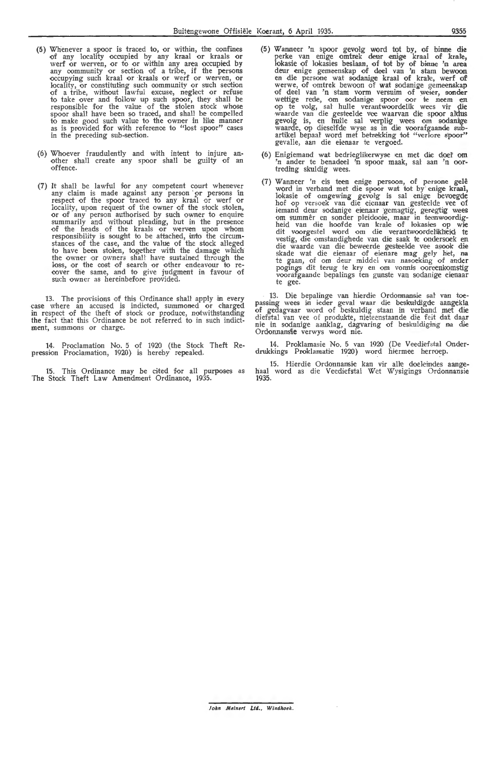(5) Whenever a spoor is traced to, or within, the confines of any locality occupied by any kraal or kraals or werf or werven, or to or within any area occupied by any community or section of a tribe, if the persons occupying such kraal or kraals or werf or werven, or locality, or constituting such community or such section of a tribe, without lawful excuse, neglect or refuse to take over and follow up such spoor, they shall be responsible for the value of the stolen stock whose spoor shall have been so traced, and shall be compelled to make good such value to the owner in like manner as is provided for with reference to "lost spoor" cases in the preceding sub-section.

(6) Whoever fraudulently and with intent to injure another shall create any spoor shall be guilty of an offence.

(7) It shall be lawful for any competent court whenever any claim is made against any person or persons in respect of the spoor traced to any kraal or werf or locality, upon request of the owner of the stock stolen, or of any person authorised by such owner to enquire summarily and without pleading, but in the presence of the heads of the kraals or werven upon whom responsibility is sought to be attached, into the circumstances of the case, and the value of the stock alleged to have been stolen, together with the damage which the owner or owners shall have sustained through the loss, or the cost of search or other endeavour to recover the same, and to give judgment in favour of such owner as hereinbefore provided.

13. The provisions of this Ordinance shall apply in every case where an accused is indicted, summoned or charged in respect of the theft of stock or produce, notwithstanding the fact that this Ordinance be not referred to in such indictment, summons or charge.

14. Proclamation No. 5 of 1920 (the Stock Theft Repression Proclamation, 1920) is hereby repealed.

15. This Ordinance may be cited for all purposes as The Stock Theft Law Amendment Ordinance, 1935.

(5) Wanneer 'n spoor gevolg word tot by, of binne die perke van enige omtrek deur enige kraal of krale, lokasie of lokasies beslaan, of tot by of binne 'n area deur enige gemeenskap of deel van 'n stam bewoon en die persone wat sodanige kraal of krale, werf of werwe, of omtrek bewoon of wat sodanige gemeenskap of deel van 'n stam vorm versuim of weier, sonder wettige rede, om sodanige spoor oor te neem en op te volg, sal hulle verantwoordelik wees vir die waarde van die gesteelde vee waarvan die spoor aldus gevolg is, en hulle sal verplig wees om sodanige waarde, op dieselfde wyse as in die voorafgaande sub-artikel bepaal word met betrekking tot "verlore spoor" gevalle, aan die eienaar te vergoed.

(6) Enigiemand wat bedrieglikerwyse en met die doel om 'n ander te benadeel 'n spoor maak, sal aan 'n oortreding skuldig wees.

(7) Wanneer 'n eis teen enige persoon, of persone gelê word in verband met die spoor wat tot by enige kraal, lokasie of omgewing gevolg is sal enige bevoegde hof op versoek van die eienaar van gesteelde vee of iemand deur sodanige eienaar gemagtig, geregtig wees om summêr en sonder pleidooie, maar in teenwoordigheid van die hoofde van krale of lokasies op wie dit voorgestel word om die verantwoordelikheid te vestig, die omstandighede van die saak te ondersoek en die waarde van die beweerde gesteelde vee asook die skade wat die eienaar of eienare mag gely het, na te gaan, of om deur middel van nasoeking of ander pogings dit terug te kry en om vonnis ooreenkomstig voorafgaande bepalings ten gunste van sodanige eienaar te gee.

13. Die bepalinge van hierdie Ordonnansie sal van toepassing wees in ieder geval waar die beskuldigde aangekla of gedagvaar word of beskuldig staan in verband met die diefstal van vee of produkte, nieteenstaande die feit dat daar nie in sodanige aanklag, dagvaring of beskuldiging na die Ordonnansie verwys word nie.

14. Proklamasie No. 5 van 1920 (De Veediefstal Onderdrukkings Proklamatie 1920) word hiermee herroep.

15. Hierdie Ordonnansie kan vir alle doeleindes aangehaal word as die Veediefstal Wet Wysigings Ordonnansie 1935.

*John Meinert Ltd., Windhoek.*